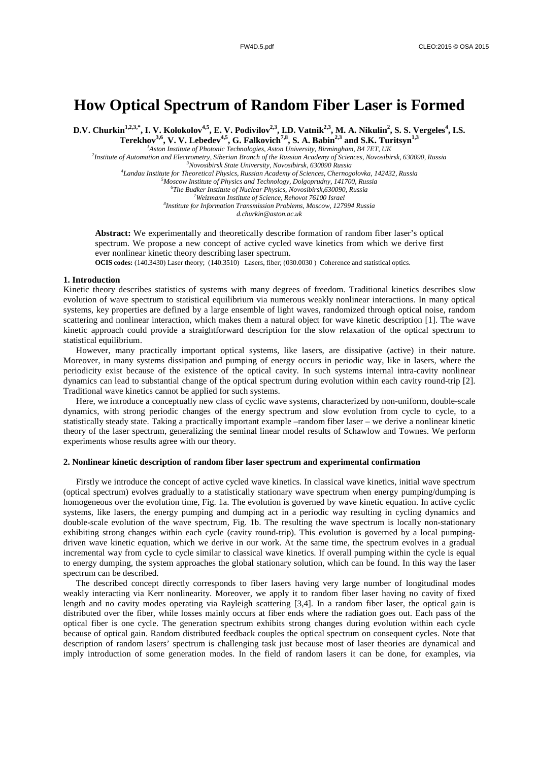# How Optical Spectrum of Random Fiber Laser is Formed

**D.V. Churkin[1,2,3,*], I. V. Kolokolov[4,5], E. V. Podivilov[2,3], I.D. Vatnik[2,3], M. A. Nikulin[2], S. S. Vergeles[4], I.S. Terekhov[3,6], V. V. Lebedev[4,5], G. Falkovich[7,8], S. A. Babin[2,3] and S.K. Turitsyn[1,3]**

*[1]Aston Institute of Photonic Technologies, Aston University, Birmingham, B4 7ET, UK*
*[2]Institute of Automation and Electrometry, Siberian Branch of the Russian Academy of Sciences, Novosibirsk, 630090, Russia*
*[3]Novosibirsk State University, Novosibirsk, 630090 Russia*
*[4]Landau Institute for Theoretical Physics, Russian Academy of Sciences, Chernogolovka, 142432, Russia*
*[5]Moscow Institute of Physics and Technology, Dolgoprudny, 141700, Russia*
*[6]The Budker Institute of Nuclear Physics, Novosibirsk,630090, Russia*
*[7]Weizmann Institute of Science, Rehovot 76100 Israel*
*[8]Institute for Information Transmission Problems, Moscow, 127994 Russia*
*d.churkin@aston.ac.uk*

**Abstract:** We experimentally and theoretically describe formation of random fiber laser's optical spectrum. We propose a new concept of active cycled wave kinetics from which we derive first ever nonlinear kinetic theory describing laser spectrum.

**OCIS codes:** (140.3430) Laser theory; (140.3510) Lasers, fiber; (030.0030 ) Coherence and statistical optics.

## 1. Introduction

Kinetic theory describes statistics of systems with many degrees of freedom. Traditional kinetics describes slow evolution of wave spectrum to statistical equilibrium via numerous weakly nonlinear interactions. In many optical systems, key properties are defined by a large ensemble of light waves, randomized through optical noise, random scattering and nonlinear interaction, which makes them a natural object for wave kinetic description [1]. The wave kinetic approach could provide a straightforward description for the slow relaxation of the optical spectrum to statistical equilibrium.

However, many practically important optical systems, like lasers, are dissipative (active) in their nature. Moreover, in many systems dissipation and pumping of energy occurs in periodic way, like in lasers, where the periodicity exist because of the existence of the optical cavity. In such systems internal intra-cavity nonlinear dynamics can lead to substantial change of the optical spectrum during evolution within each cavity round-trip [2]. Traditional wave kinetics cannot be applied for such systems.

Here, we introduce a conceptually new class of cyclic wave systems, characterized by non-uniform, double-scale dynamics, with strong periodic changes of the energy spectrum and slow evolution from cycle to cycle, to a statistically steady state. Taking a practically important example –random fiber laser – we derive a nonlinear kinetic theory of the laser spectrum, generalizing the seminal linear model results of Schawlow and Townes. We perform experiments whose results agree with our theory.

## 2. Nonlinear kinetic description of random fiber laser spectrum and experimental confirmation

Firstly we introduce the concept of active cycled wave kinetics. In classical wave kinetics, initial wave spectrum (optical spectrum) evolves gradually to a statistically stationary wave spectrum when energy pumping/dumping is homogeneous over the evolution time, Fig. 1a. The evolution is governed by wave kinetic equation. In active cyclic systems, like lasers, the energy pumping and dumping act in a periodic way resulting in cycling dynamics and double-scale evolution of the wave spectrum, Fig. 1b. The resulting the wave spectrum is locally non-stationary exhibiting strong changes within each cycle (cavity round-trip). This evolution is governed by a local pumping-driven wave kinetic equation, which we derive in our work. At the same time, the spectrum evolves in a gradual incremental way from cycle to cycle similar to classical wave kinetics. If overall pumping within the cycle is equal to energy dumping, the system approaches the global stationary solution, which can be found. In this way the laser spectrum can be described.

The described concept directly corresponds to fiber lasers having very large number of longitudinal modes weakly interacting via Kerr nonlinearity. Moreover, we apply it to random fiber laser having no cavity of fixed length and no cavity modes operating via Rayleigh scattering [3,4]. In a random fiber laser, the optical gain is distributed over the fiber, while losses mainly occurs at fiber ends where the radiation goes out. Each pass of the optical fiber is one cycle. The generation spectrum exhibits strong changes during evolution within each cycle because of optical gain. Random distributed feedback couples the optical spectrum on consequent cycles. Note that description of random lasers' spectrum is challenging task just because most of laser theories are dynamical and imply introduction of some generation modes. In the field of random lasers it can be done, for examples, via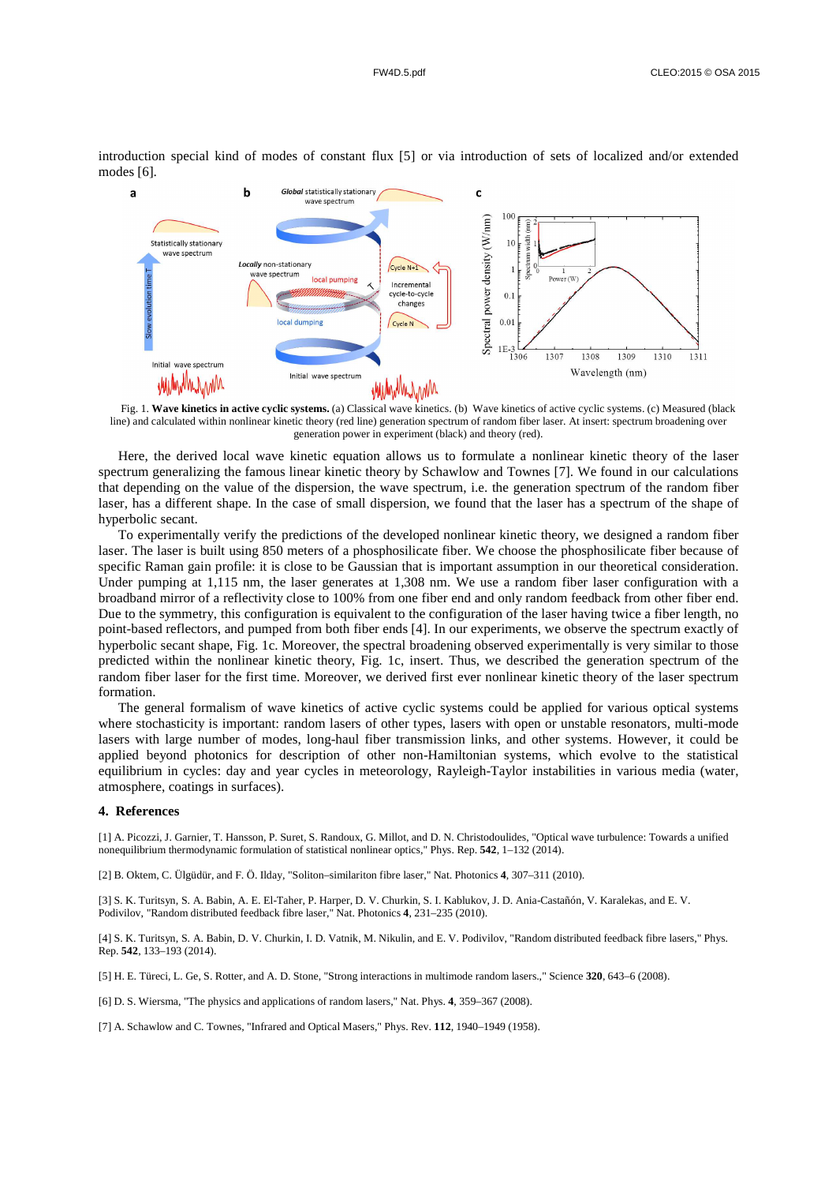introduction special kind of modes of constant flux [5] or via introduction of sets of localized and/or extended modes [6].

a

Statistically stationary wave spectrum

Slow evolution time T

Initial wave spectrum

b

*Global* statistically stationary wave spectrum

*Locally* non-stationary wave spectrum

local pumping

local dumping

Cycle N+1

Incremental cycle-to-cycle changes

Cycle N

Initial wave spectrum

c

Spectral power density (W/nm)

100

10

1

0.1

0.01

1E-3

1306 1307 1308 1309 1310 1311

Wavelength (nm)

Spectrum width (nm)

2

1

0

0 1 2

Power (W)

Fig. 1. **Wave kinetics in active cyclic systems.** (a) Classical wave kinetics. (b) Wave kinetics of active cyclic systems. (c) Measured (black line) and calculated within nonlinear kinetic theory (red line) generation spectrum of random fiber laser. At insert: spectrum broadening over generation power in experiment (black) and theory (red).

Here, the derived local wave kinetic equation allows us to formulate a nonlinear kinetic theory of the laser spectrum generalizing the famous linear kinetic theory by Schawlow and Townes [7]. We found in our calculations that depending on the value of the dispersion, the wave spectrum, i.e. the generation spectrum of the random fiber laser, has a different shape. In the case of small dispersion, we found that the laser has a spectrum of the shape of hyperbolic secant.

To experimentally verify the predictions of the developed nonlinear kinetic theory, we designed a random fiber laser. The laser is built using 850 meters of a phosphosilicate fiber. We choose the phosphosilicate fiber because of specific Raman gain profile: it is close to be Gaussian that is important assumption in our theoretical consideration. Under pumping at 1,115 nm, the laser generates at 1,308 nm. We use a random fiber laser configuration with a broadband mirror of a reflectivity close to 100% from one fiber end and only random feedback from other fiber end. Due to the symmetry, this configuration is equivalent to the configuration of the laser having twice a fiber length, no point-based reflectors, and pumped from both fiber ends [4]. In our experiments, we observe the spectrum exactly of hyperbolic secant shape, Fig. 1c. Moreover, the spectral broadening observed experimentally is very similar to those predicted within the nonlinear kinetic theory, Fig. 1c, insert. Thus, we described the generation spectrum of the random fiber laser for the first time. Moreover, we derived first ever nonlinear kinetic theory of the laser spectrum formation.

The general formalism of wave kinetics of active cyclic systems could be applied for various optical systems where stochasticity is important: random lasers of other types, lasers with open or unstable resonators, multi-mode lasers with large number of modes, long-haul fiber transmission links, and other systems. However, it could be applied beyond photonics for description of other non-Hamiltonian systems, which evolve to the statistical equilibrium in cycles: day and year cycles in meteorology, Rayleigh-Taylor instabilities in various media (water, atmosphere, coatings in surfaces).

## 4. References

[1] A. Picozzi, J. Garnier, T. Hansson, P. Suret, S. Randoux, G. Millot, and D. N. Christodoulides, "Optical wave turbulence: Towards a unified nonequilibrium thermodynamic formulation of statistical nonlinear optics," Phys. Rep. **542**, 1–132 (2014).

[2] B. Oktem, C. Ülgüdür, and F. Ö. Ilday, "Soliton–similariton fibre laser," Nat. Photonics **4**, 307–311 (2010).

[3] S. K. Turitsyn, S. A. Babin, A. E. El-Taher, P. Harper, D. V. Churkin, S. I. Kablukov, J. D. Ania-Castañón, V. Karalekas, and E. V. Podivilov, "Random distributed feedback fibre laser," Nat. Photonics **4**, 231–235 (2010).

[4] S. K. Turitsyn, S. A. Babin, D. V. Churkin, I. D. Vatnik, M. Nikulin, and E. V. Podivilov, "Random distributed feedback fibre lasers," Phys. Rep. **542**, 133–193 (2014).

[5] H. E. Türeci, L. Ge, S. Rotter, and A. D. Stone, "Strong interactions in multimode random lasers.," Science **320**, 643–6 (2008).

[6] D. S. Wiersma, "The physics and applications of random lasers," Nat. Phys. **4**, 359–367 (2008).

[7] A. Schawlow and C. Townes, "Infrared and Optical Masers," Phys. Rev. **112**, 1940–1949 (1958).